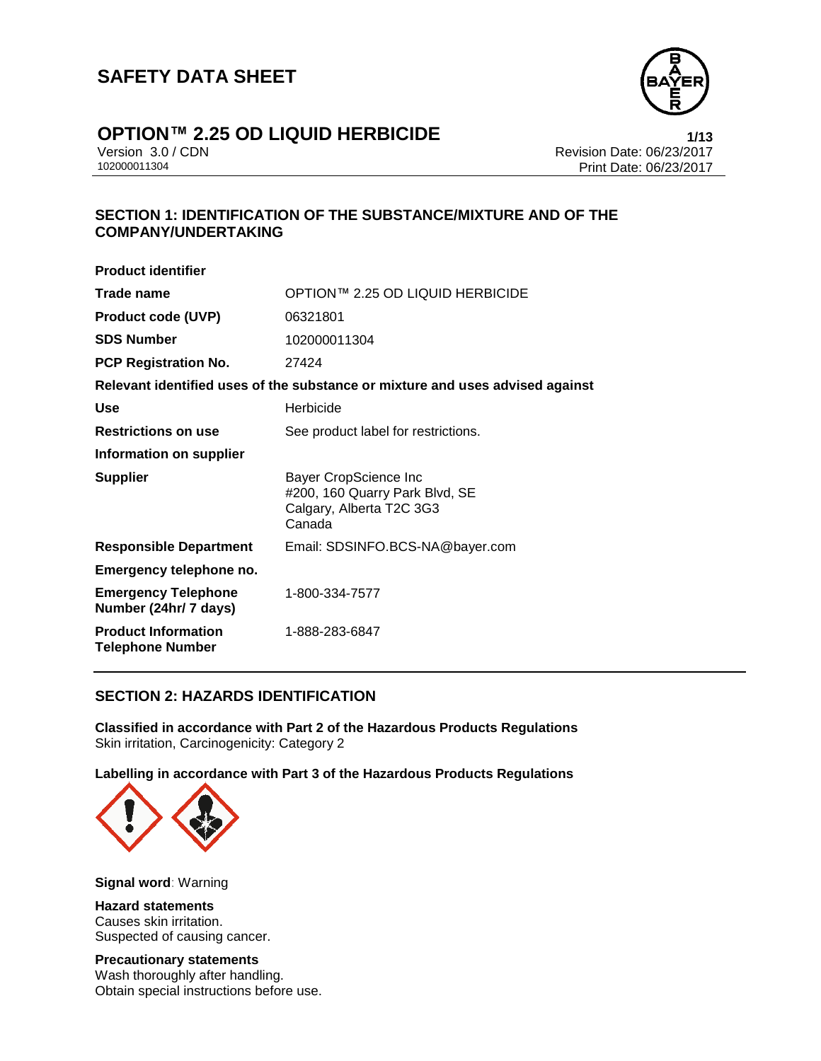# SAFETY DATA SHEET

## OPTION™ 2.25 OD LIQUID HERBICIDE

Version 3.0 / CDN
102000011304

Revision Date: 06/23/2017
Print Date: 06/23/2017

## SECTION 1: IDENTIFICATION OF THE SUBSTANCE/MIXTURE AND OF THE COMPANY/UNDERTAKING

**Product identifier**

| | |
|---|---|
| **Trade name** | OPTION™ 2.25 OD LIQUID HERBICIDE |
| **Product code (UVP)** | 06321801 |
| **SDS Number** | 102000011304 |
| **PCP Registration No.** | 27424 |

**Relevant identified uses of the substance or mixture and uses advised against**

| | |
|---|---|
| **Use** | Herbicide |
| **Restrictions on use** | See product label for restrictions. |

**Information on supplier**

| | |
|---|---|
| **Supplier** | Bayer CropScience Inc<br>#200, 160 Quarry Park Blvd, SE<br>Calgary, Alberta T2C 3G3<br>Canada |
| **Responsible Department** | Email: SDSINFO.BCS-NA@bayer.com |

**Emergency telephone no.**

| | |
|---|---|
| **Emergency Telephone Number (24hr/ 7 days)** | 1-800-334-7577 |
| **Product Information Telephone Number** | 1-888-283-6847 |

## SECTION 2: HAZARDS IDENTIFICATION

**Classified in accordance with Part 2 of the Hazardous Products Regulations**
Skin irritation, Carcinogenicity: Category 2

**Labelling in accordance with Part 3 of the Hazardous Products Regulations**

**Signal word**: Warning

**Hazard statements**
Causes skin irritation.
Suspected of causing cancer.

**Precautionary statements**
Wash thoroughly after handling.
Obtain special instructions before use.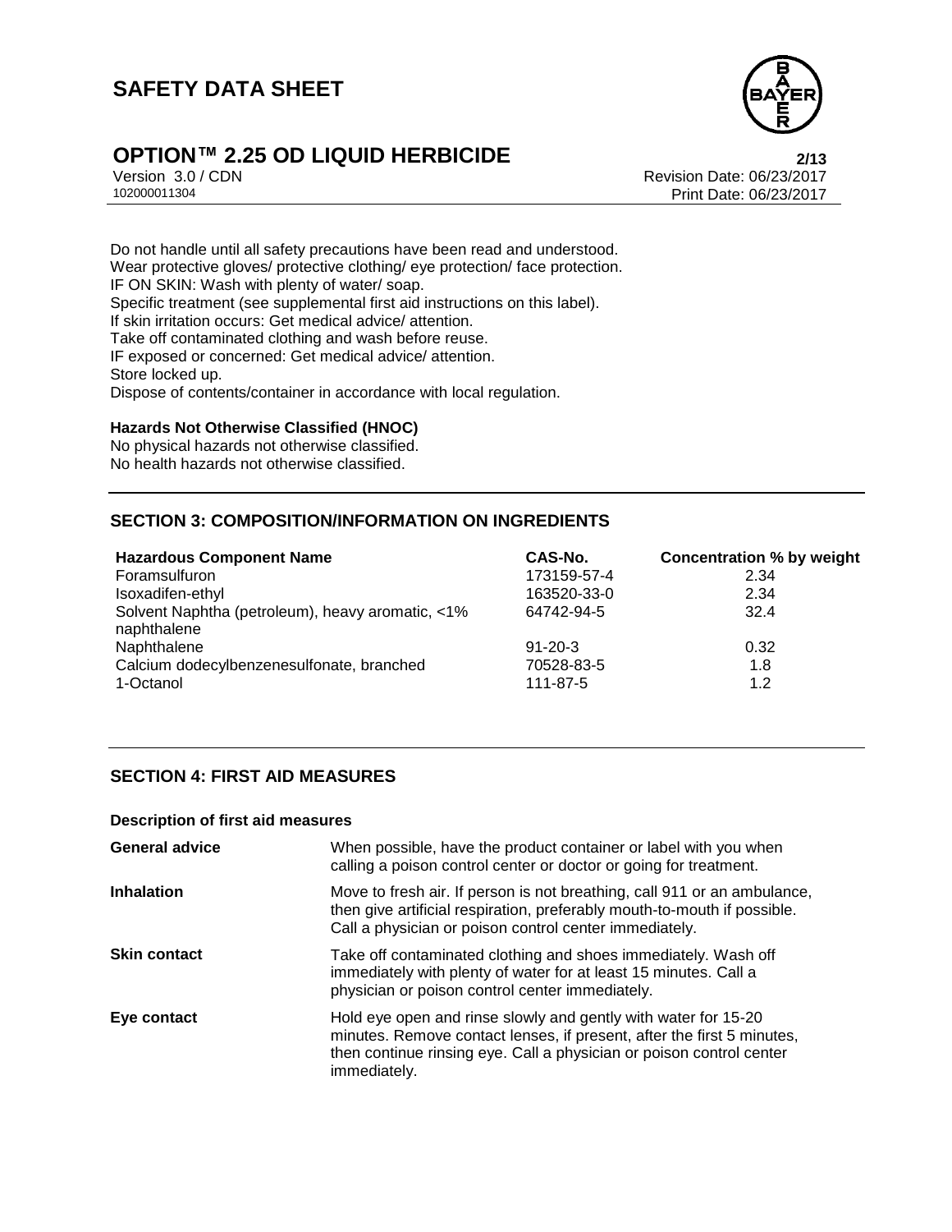Do not handle until all safety precautions have been read and understood.
Wear protective gloves/ protective clothing/ eye protection/ face protection.
IF ON SKIN: Wash with plenty of water/ soap.
Specific treatment (see supplemental first aid instructions on this label).
If skin irritation occurs: Get medical advice/ attention.
Take off contaminated clothing and wash before reuse.
IF exposed or concerned: Get medical advice/ attention.
Store locked up.
Dispose of contents/container in accordance with local regulation.

**Hazards Not Otherwise Classified (HNOC)**
No physical hazards not otherwise classified.
No health hazards not otherwise classified.

## SECTION 3: COMPOSITION/INFORMATION ON INGREDIENTS

| Hazardous Component Name | CAS-No. | Concentration % by weight |
|---|---|---|
| Foramsulfuron | 173159-57-4 | 2.34 |
| Isoxadifen-ethyl | 163520-33-0 | 2.34 |
| Solvent Naphtha (petroleum), heavy aromatic, <1% naphthalene | 64742-94-5 | 32.4 |
| Naphthalene | 91-20-3 | 0.32 |
| Calcium dodecylbenzenesulfonate, branched | 70528-83-5 | 1.8 |
| 1-Octanol | 111-87-5 | 1.2 |

## SECTION 4: FIRST AID MEASURES

**Description of first aid measures**

| | |
|---|---|
| **General advice** | When possible, have the product container or label with you when calling a poison control center or doctor or going for treatment. |
| **Inhalation** | Move to fresh air. If person is not breathing, call 911 or an ambulance, then give artificial respiration, preferably mouth-to-mouth if possible. Call a physician or poison control center immediately. |
| **Skin contact** | Take off contaminated clothing and shoes immediately. Wash off immediately with plenty of water for at least 15 minutes. Call a physician or poison control center immediately. |
| **Eye contact** | Hold eye open and rinse slowly and gently with water for 15-20 minutes. Remove contact lenses, if present, after the first 5 minutes, then continue rinsing eye. Call a physician or poison control center immediately. |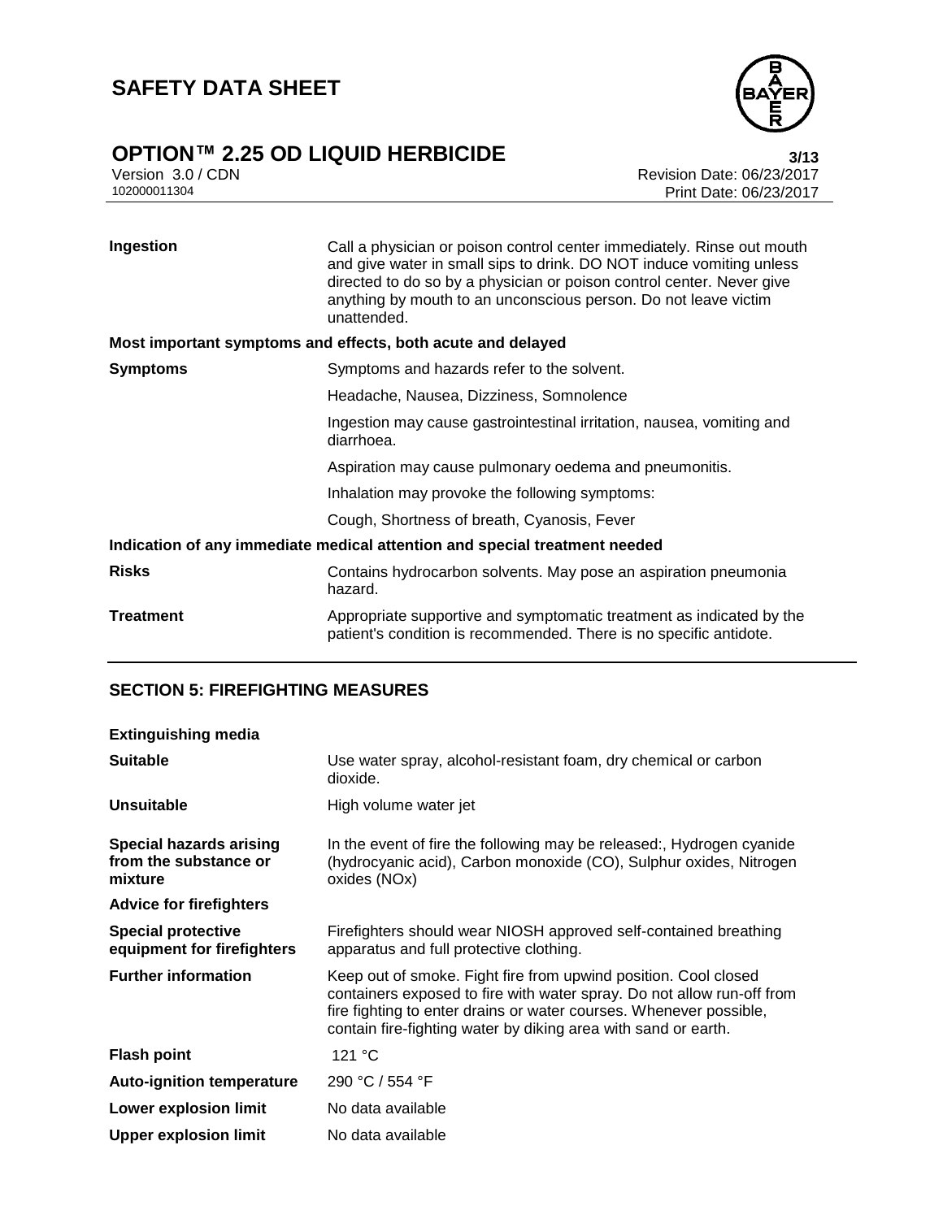| | |
|---|---|
| **Ingestion** | Call a physician or poison control center immediately. Rinse out mouth and give water in small sips to drink. DO NOT induce vomiting unless directed to do so by a physician or poison control center. Never give anything by mouth to an unconscious person. Do not leave victim unattended. |

**Most important symptoms and effects, both acute and delayed**

| | |
|---|---|
| **Symptoms** | Symptoms and hazards refer to the solvent. |
| | Headache, Nausea, Dizziness, Somnolence |
| | Ingestion may cause gastrointestinal irritation, nausea, vomiting and diarrhoea. |
| | Aspiration may cause pulmonary oedema and pneumonitis. |
| | Inhalation may provoke the following symptoms: |
| | Cough, Shortness of breath, Cyanosis, Fever |

**Indication of any immediate medical attention and special treatment needed**

| | |
|---|---|
| **Risks** | Contains hydrocarbon solvents. May pose an aspiration pneumonia hazard. |
| **Treatment** | Appropriate supportive and symptomatic treatment as indicated by the patient's condition is recommended. There is no specific antidote. |

## SECTION 5: FIREFIGHTING MEASURES

**Extinguishing media**

| | |
|---|---|
| **Suitable** | Use water spray, alcohol-resistant foam, dry chemical or carbon dioxide. |
| **Unsuitable** | High volume water jet |
| **Special hazards arising from the substance or mixture** | In the event of fire the following may be released:, Hydrogen cyanide (hydrocyanic acid), Carbon monoxide (CO), Sulphur oxides, Nitrogen oxides (NOx) |

**Advice for firefighters**

| | |
|---|---|
| **Special protective equipment for firefighters** | Firefighters should wear NIOSH approved self-contained breathing apparatus and full protective clothing. |
| **Further information** | Keep out of smoke. Fight fire from upwind position. Cool closed containers exposed to fire with water spray. Do not allow run-off from fire fighting to enter drains or water courses. Whenever possible, contain fire-fighting water by diking area with sand or earth. |
| **Flash point** | 121 °C |
| **Auto-ignition temperature** | 290 °C / 554 °F |
| **Lower explosion limit** | No data available |
| **Upper explosion limit** | No data available |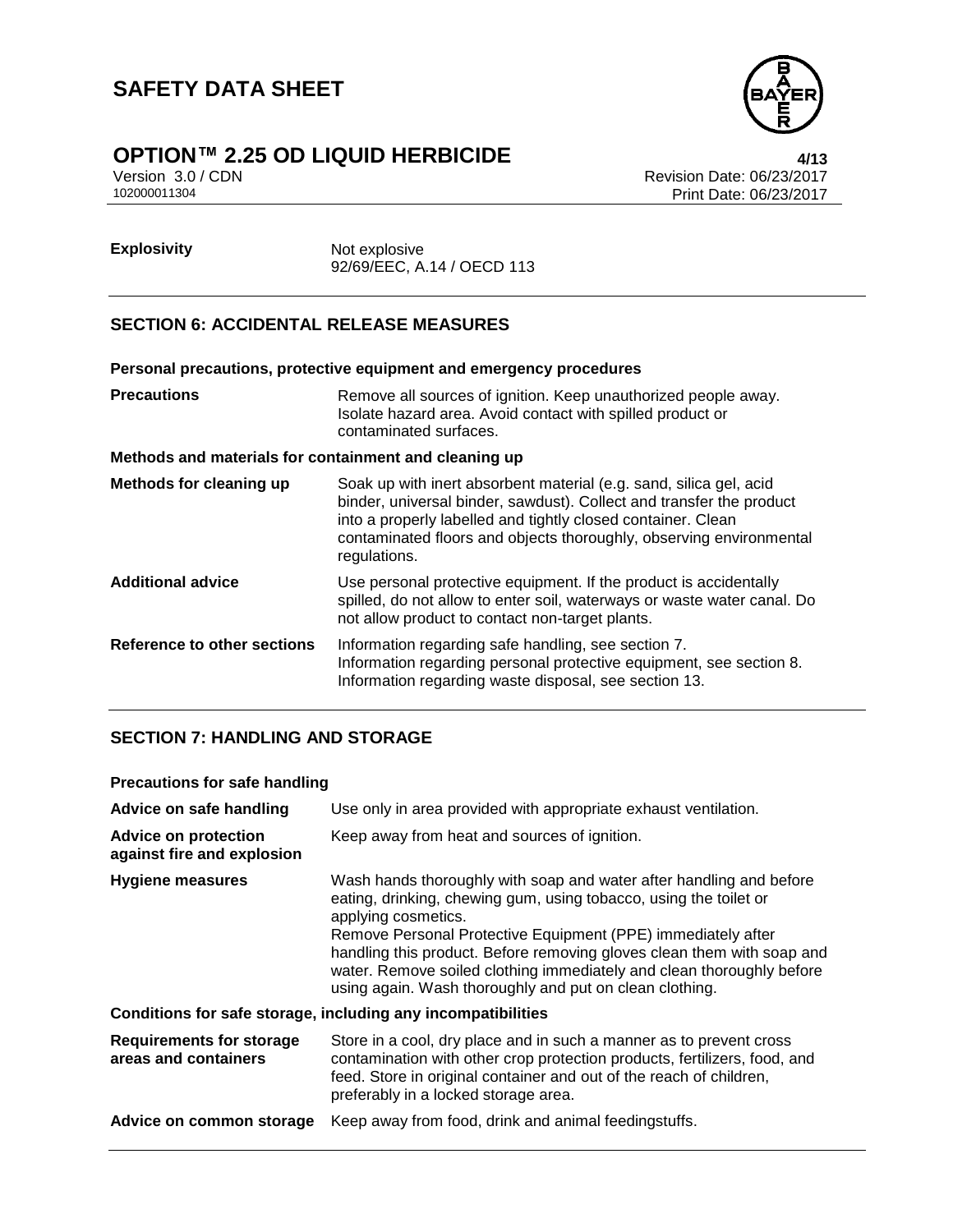| | |
|---|---|
| **Explosivity** | Not explosive<br>92/69/EEC, A.14 / OECD 113 |

## SECTION 6: ACCIDENTAL RELEASE MEASURES

**Personal precautions, protective equipment and emergency procedures**

| | |
|---|---|
| **Precautions** | Remove all sources of ignition. Keep unauthorized people away. Isolate hazard area. Avoid contact with spilled product or contaminated surfaces. |

**Methods and materials for containment and cleaning up**

| | |
|---|---|
| **Methods for cleaning up** | Soak up with inert absorbent material (e.g. sand, silica gel, acid binder, universal binder, sawdust). Collect and transfer the product into a properly labelled and tightly closed container. Clean contaminated floors and objects thoroughly, observing environmental regulations. |
| **Additional advice** | Use personal protective equipment. If the product is accidentally spilled, do not allow to enter soil, waterways or waste water canal. Do not allow product to contact non-target plants. |
| **Reference to other sections** | Information regarding safe handling, see section 7.<br>Information regarding personal protective equipment, see section 8.<br>Information regarding waste disposal, see section 13. |

## SECTION 7: HANDLING AND STORAGE

**Precautions for safe handling**

| | |
|---|---|
| **Advice on safe handling** | Use only in area provided with appropriate exhaust ventilation. |
| **Advice on protection against fire and explosion** | Keep away from heat and sources of ignition. |
| **Hygiene measures** | Wash hands thoroughly with soap and water after handling and before eating, drinking, chewing gum, using tobacco, using the toilet or applying cosmetics.<br>Remove Personal Protective Equipment (PPE) immediately after handling this product. Before removing gloves clean them with soap and water. Remove soiled clothing immediately and clean thoroughly before using again. Wash thoroughly and put on clean clothing. |

**Conditions for safe storage, including any incompatibilities**

| | |
|---|---|
| **Requirements for storage areas and containers** | Store in a cool, dry place and in such a manner as to prevent cross contamination with other crop protection products, fertilizers, food, and feed. Store in original container and out of the reach of children, preferably in a locked storage area. |
| **Advice on common storage** | Keep away from food, drink and animal feedingstuffs. |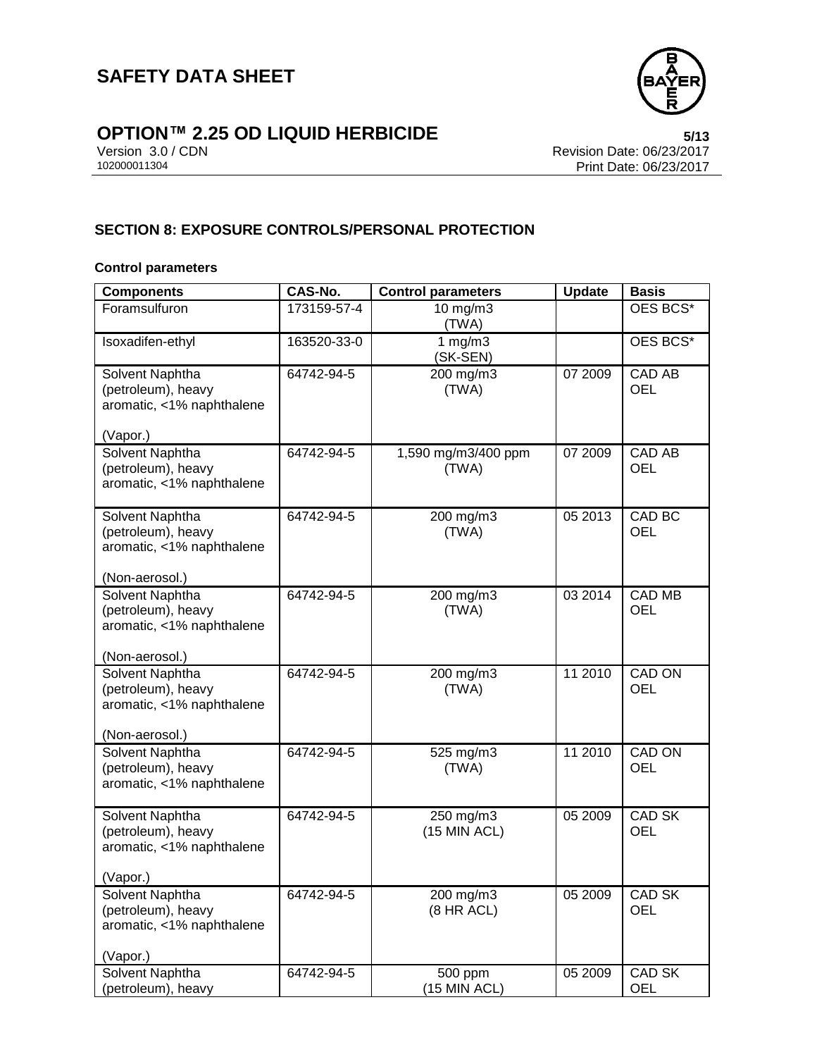## SECTION 8: EXPOSURE CONTROLS/PERSONAL PROTECTION

**Control parameters**

| Components | CAS-No. | Control parameters | Update | Basis |
|---|---|---|---|---|
| Foramsulfuron | 173159-57-4 | 10 mg/m3 (TWA) | | OES BCS* |
| Isoxadifen-ethyl | 163520-33-0 | 1 mg/m3 (SK-SEN) | | OES BCS* |
| Solvent Naphtha (petroleum), heavy aromatic, <1% naphthalene (Vapor.) | 64742-94-5 | 200 mg/m3 (TWA) | 07 2009 | CAD AB OEL |
| Solvent Naphtha (petroleum), heavy aromatic, <1% naphthalene | 64742-94-5 | 1,590 mg/m3/400 ppm (TWA) | 07 2009 | CAD AB OEL |
| Solvent Naphtha (petroleum), heavy aromatic, <1% naphthalene (Non-aerosol.) | 64742-94-5 | 200 mg/m3 (TWA) | 05 2013 | CAD BC OEL |
| Solvent Naphtha (petroleum), heavy aromatic, <1% naphthalene (Non-aerosol.) | 64742-94-5 | 200 mg/m3 (TWA) | 03 2014 | CAD MB OEL |
| Solvent Naphtha (petroleum), heavy aromatic, <1% naphthalene (Non-aerosol.) | 64742-94-5 | 200 mg/m3 (TWA) | 11 2010 | CAD ON OEL |
| Solvent Naphtha (petroleum), heavy aromatic, <1% naphthalene | 64742-94-5 | 525 mg/m3 (TWA) | 11 2010 | CAD ON OEL |
| Solvent Naphtha (petroleum), heavy aromatic, <1% naphthalene (Vapor.) | 64742-94-5 | 250 mg/m3 (15 MIN ACL) | 05 2009 | CAD SK OEL |
| Solvent Naphtha (petroleum), heavy aromatic, <1% naphthalene (Vapor.) | 64742-94-5 | 200 mg/m3 (8 HR ACL) | 05 2009 | CAD SK OEL |
| Solvent Naphtha (petroleum), heavy | 64742-94-5 | 500 ppm (15 MIN ACL) | 05 2009 | CAD SK OEL |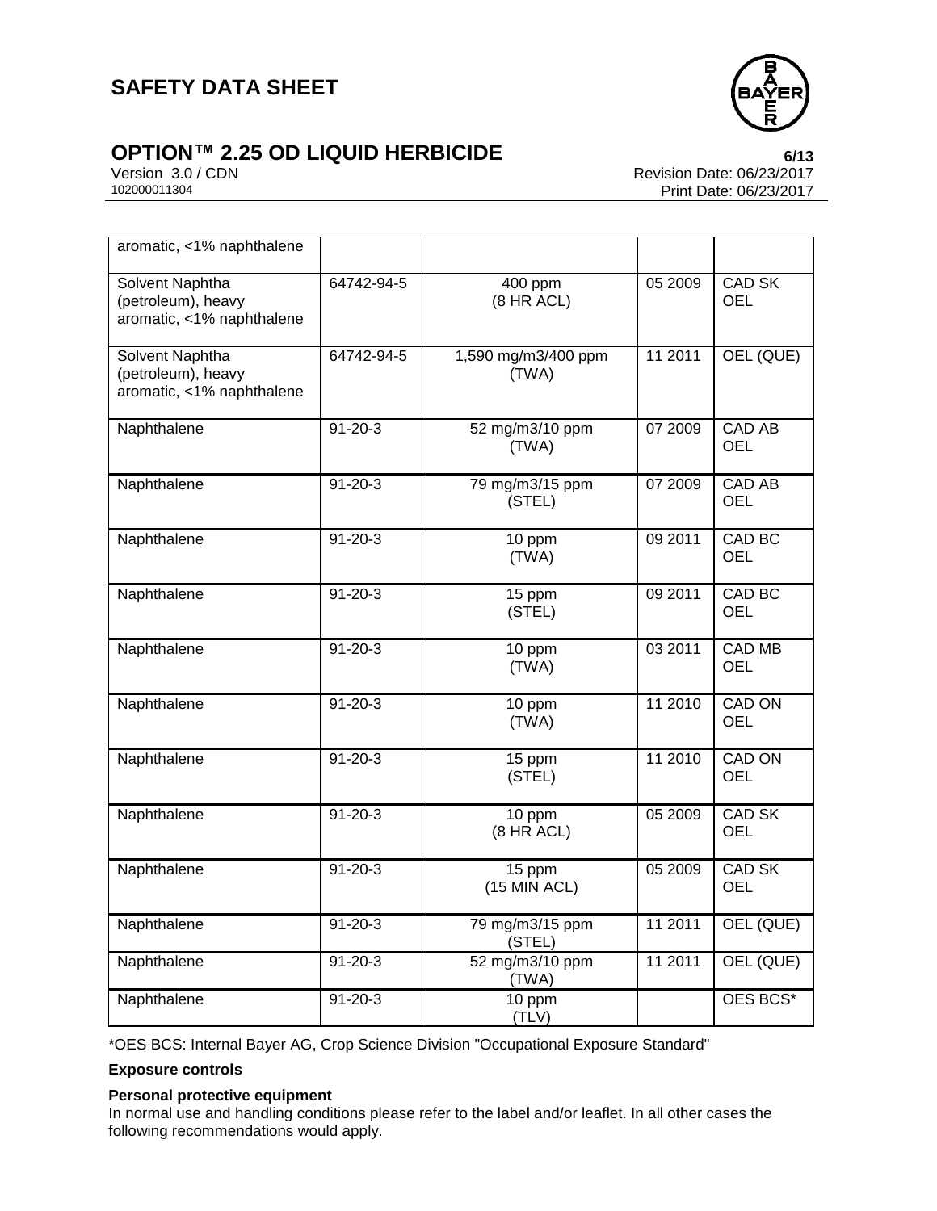| | | | | |
|---|---|---|---|---|
| aromatic, <1% naphthalene | | | | |
| Solvent Naphtha (petroleum), heavy aromatic, <1% naphthalene | 64742-94-5 | 400 ppm (8 HR ACL) | 05 2009 | CAD SK OEL |
| Solvent Naphtha (petroleum), heavy aromatic, <1% naphthalene | 64742-94-5 | 1,590 mg/m3/400 ppm (TWA) | 11 2011 | OEL (QUE) |
| Naphthalene | 91-20-3 | 52 mg/m3/10 ppm (TWA) | 07 2009 | CAD AB OEL |
| Naphthalene | 91-20-3 | 79 mg/m3/15 ppm (STEL) | 07 2009 | CAD AB OEL |
| Naphthalene | 91-20-3 | 10 ppm (TWA) | 09 2011 | CAD BC OEL |
| Naphthalene | 91-20-3 | 15 ppm (STEL) | 09 2011 | CAD BC OEL |
| Naphthalene | 91-20-3 | 10 ppm (TWA) | 03 2011 | CAD MB OEL |
| Naphthalene | 91-20-3 | 10 ppm (TWA) | 11 2010 | CAD ON OEL |
| Naphthalene | 91-20-3 | 15 ppm (STEL) | 11 2010 | CAD ON OEL |
| Naphthalene | 91-20-3 | 10 ppm (8 HR ACL) | 05 2009 | CAD SK OEL |
| Naphthalene | 91-20-3 | 15 ppm (15 MIN ACL) | 05 2009 | CAD SK OEL |
| Naphthalene | 91-20-3 | 79 mg/m3/15 ppm (STEL) | 11 2011 | OEL (QUE) |
| Naphthalene | 91-20-3 | 52 mg/m3/10 ppm (TWA) | 11 2011 | OEL (QUE) |
| Naphthalene | 91-20-3 | 10 ppm (TLV) | | OES BCS* |

*OES BCS: Internal Bayer AG, Crop Science Division "Occupational Exposure Standard"

**Exposure controls**

**Personal protective equipment**

In normal use and handling conditions please refer to the label and/or leaflet. In all other cases the following recommendations would apply.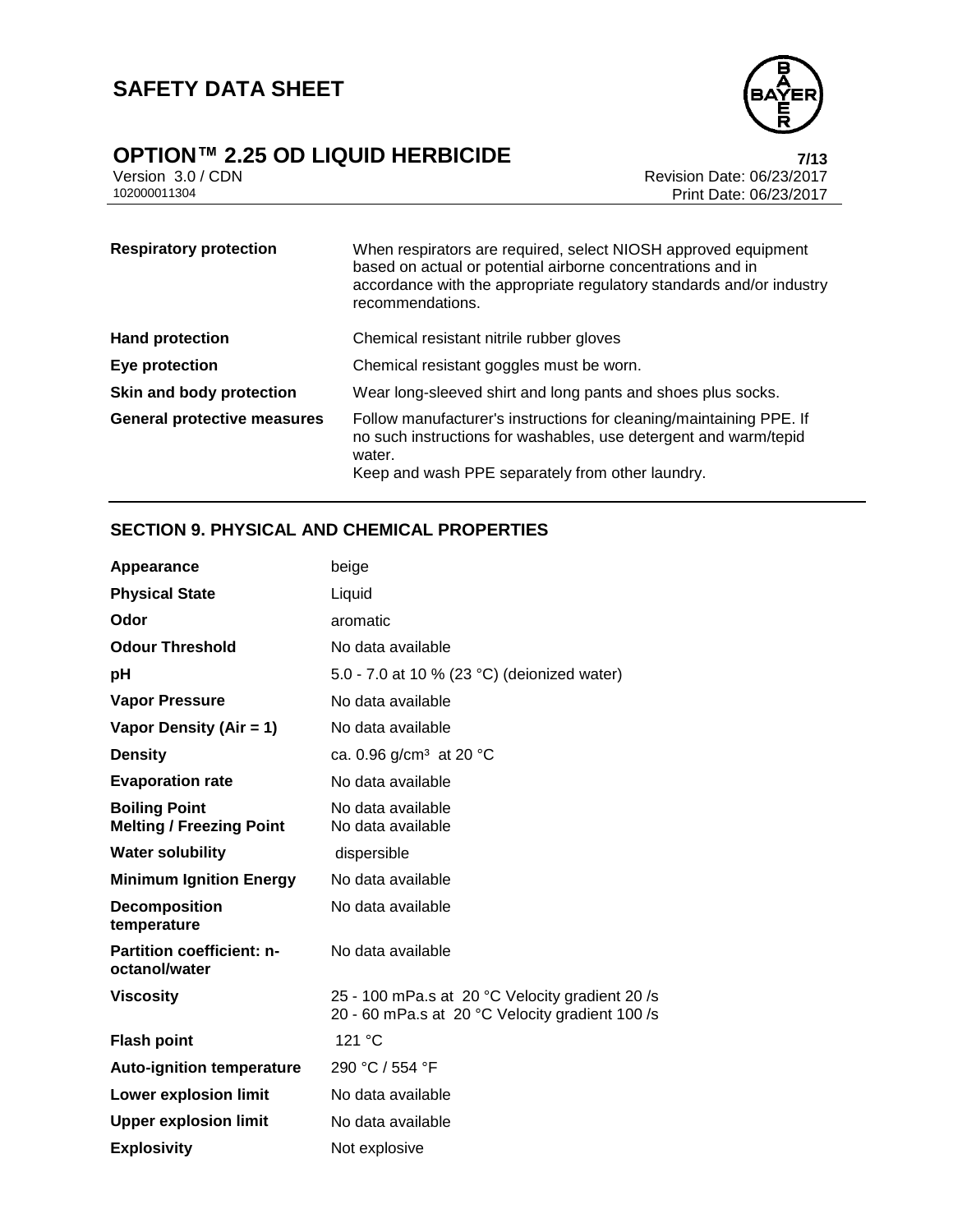| | |
|---|---|
| **Respiratory protection** | When respirators are required, select NIOSH approved equipment based on actual or potential airborne concentrations and in accordance with the appropriate regulatory standards and/or industry recommendations. |
| **Hand protection** | Chemical resistant nitrile rubber gloves |
| **Eye protection** | Chemical resistant goggles must be worn. |
| **Skin and body protection** | Wear long-sleeved shirt and long pants and shoes plus socks. |
| **General protective measures** | Follow manufacturer's instructions for cleaning/maintaining PPE. If no such instructions for washables, use detergent and warm/tepid water.<br>Keep and wash PPE separately from other laundry. |

## SECTION 9. PHYSICAL AND CHEMICAL PROPERTIES

| | |
|---|---|
| **Appearance** | beige |
| **Physical State** | Liquid |
| **Odor** | aromatic |
| **Odour Threshold** | No data available |
| **pH** | 5.0 - 7.0 at 10 % (23 °C) (deionized water) |
| **Vapor Pressure** | No data available |
| **Vapor Density (Air = 1)** | No data available |
| **Density** | ca. 0.96 g/cm³ at 20 °C |
| **Evaporation rate** | No data available |
| **Boiling Point** | No data available |
| **Melting / Freezing Point** | No data available |
| **Water solubility** | dispersible |
| **Minimum Ignition Energy** | No data available |
| **Decomposition temperature** | No data available |
| **Partition coefficient: n-octanol/water** | No data available |
| **Viscosity** | 25 - 100 mPa.s at 20 °C Velocity gradient 20 /s<br>20 - 60 mPa.s at 20 °C Velocity gradient 100 /s |
| **Flash point** | 121 °C |
| **Auto-ignition temperature** | 290 °C / 554 °F |
| **Lower explosion limit** | No data available |
| **Upper explosion limit** | No data available |
| **Explosivity** | Not explosive |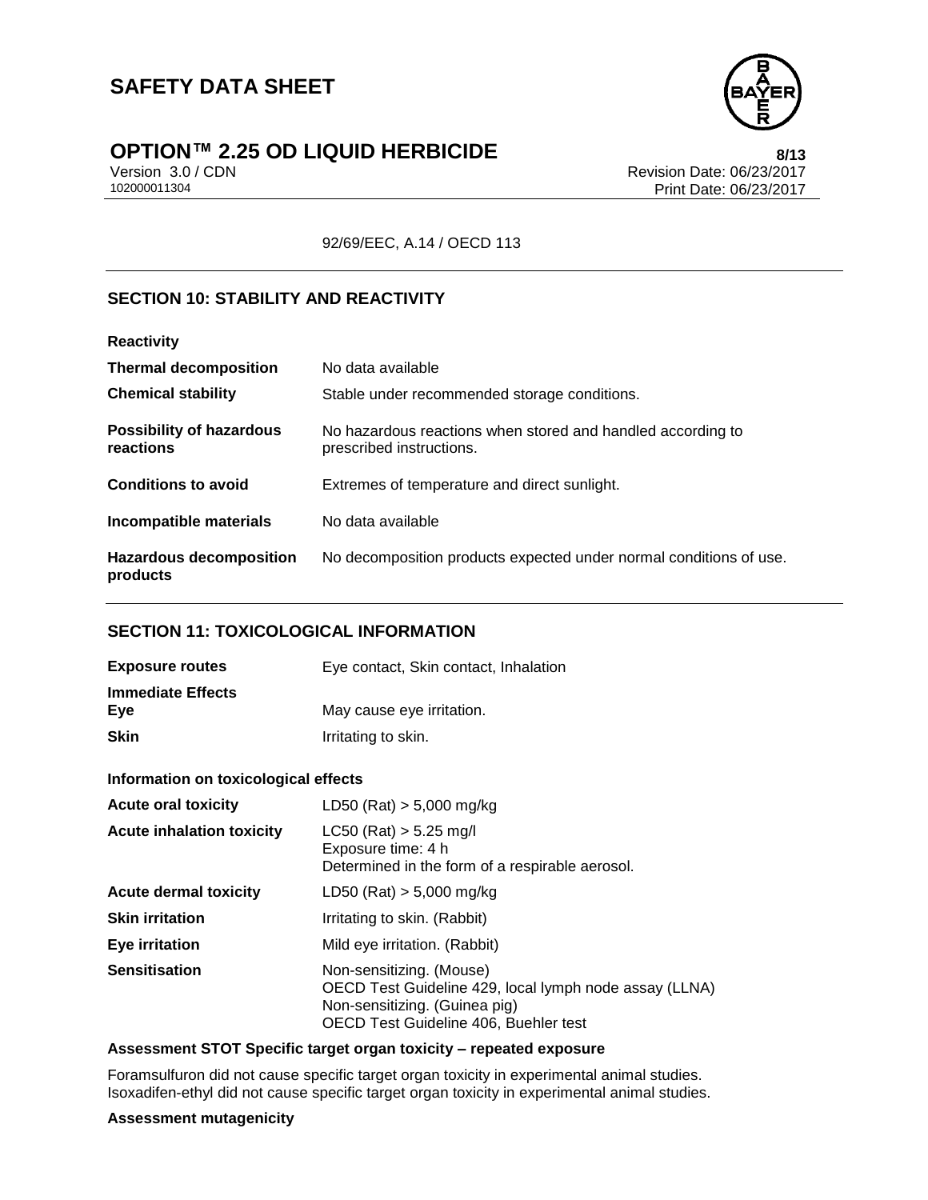92/69/EEC, A.14 / OECD 113

## SECTION 10: STABILITY AND REACTIVITY

**Reactivity**

| | |
|---|---|
| **Thermal decomposition** | No data available |
| **Chemical stability** | Stable under recommended storage conditions. |
| **Possibility of hazardous reactions** | No hazardous reactions when stored and handled according to prescribed instructions. |
| **Conditions to avoid** | Extremes of temperature and direct sunlight. |
| **Incompatible materials** | No data available |
| **Hazardous decomposition products** | No decomposition products expected under normal conditions of use. |

## SECTION 11: TOXICOLOGICAL INFORMATION

| | |
|---|---|
| **Exposure routes** | Eye contact, Skin contact, Inhalation |

**Immediate Effects**

| | |
|---|---|
| **Eye** | May cause eye irritation. |
| **Skin** | Irritating to skin. |

**Information on toxicological effects**

| | |
|---|---|
| **Acute oral toxicity** | LD50 (Rat) > 5,000 mg/kg |
| **Acute inhalation toxicity** | LC50 (Rat) > 5.25 mg/l<br>Exposure time: 4 h<br>Determined in the form of a respirable aerosol. |
| **Acute dermal toxicity** | LD50 (Rat) > 5,000 mg/kg |
| **Skin irritation** | Irritating to skin. (Rabbit) |
| **Eye irritation** | Mild eye irritation. (Rabbit) |
| **Sensitisation** | Non-sensitizing. (Mouse)<br>OECD Test Guideline 429, local lymph node assay (LLNA)<br>Non-sensitizing. (Guinea pig)<br>OECD Test Guideline 406, Buehler test |

**Assessment STOT Specific target organ toxicity – repeated exposure**

Foramsulfuron did not cause specific target organ toxicity in experimental animal studies.
Isoxadifen-ethyl did not cause specific target organ toxicity in experimental animal studies.

**Assessment mutagenicity**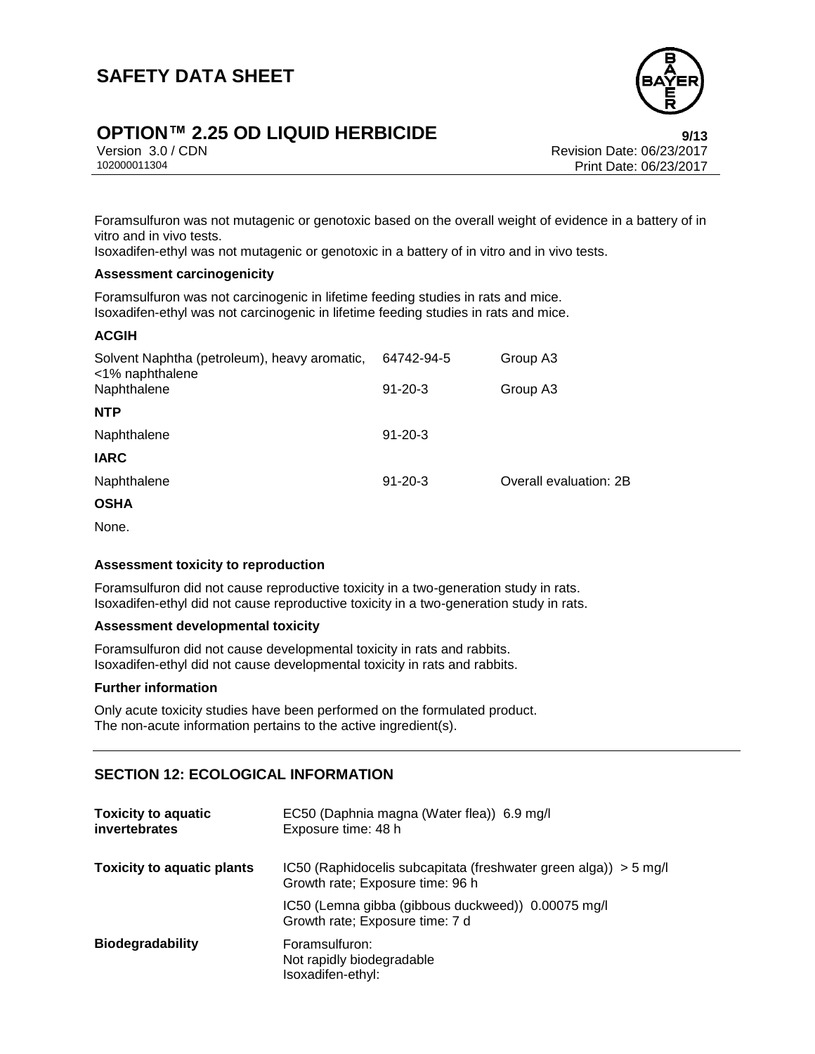Foramsulfuron was not mutagenic or genotoxic based on the overall weight of evidence in a battery of in vitro and in vivo tests.
Isoxadifen-ethyl was not mutagenic or genotoxic in a battery of in vitro and in vivo tests.

**Assessment carcinogenicity**

Foramsulfuron was not carcinogenic in lifetime feeding studies in rats and mice.
Isoxadifen-ethyl was not carcinogenic in lifetime feeding studies in rats and mice.

**ACGIH**

| | | |
|---|---|---|
| Solvent Naphtha (petroleum), heavy aromatic, <1% naphthalene | 64742-94-5 | Group A3 |
| Naphthalene | 91-20-3 | Group A3 |

**NTP**

| | | |
|---|---|---|
| Naphthalene | 91-20-3 | |

**IARC**

| | | |
|---|---|---|
| Naphthalene | 91-20-3 | Overall evaluation: 2B |

**OSHA**

None.

**Assessment toxicity to reproduction**

Foramsulfuron did not cause reproductive toxicity in a two-generation study in rats.
Isoxadifen-ethyl did not cause reproductive toxicity in a two-generation study in rats.

**Assessment developmental toxicity**

Foramsulfuron did not cause developmental toxicity in rats and rabbits.
Isoxadifen-ethyl did not cause developmental toxicity in rats and rabbits.

**Further information**

Only acute toxicity studies have been performed on the formulated product.
The non-acute information pertains to the active ingredient(s).

## SECTION 12: ECOLOGICAL INFORMATION

| | |
|---|---|
| **Toxicity to aquatic invertebrates** | EC50 (Daphnia magna (Water flea)) 6.9 mg/l<br>Exposure time: 48 h |
| **Toxicity to aquatic plants** | IC50 (Raphidocelis subcapitata (freshwater green alga)) > 5 mg/l<br>Growth rate; Exposure time: 96 h |
| | IC50 (Lemna gibba (gibbous duckweed)) 0.00075 mg/l<br>Growth rate; Exposure time: 7 d |
| **Biodegradability** | Foramsulfuron:<br>Not rapidly biodegradable<br>Isoxadifen-ethyl: |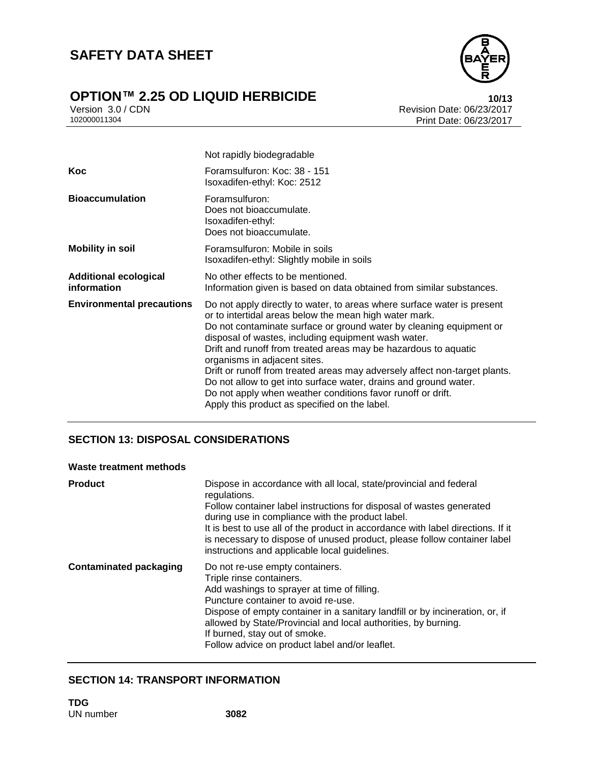| | |
|---|---|
| | Not rapidly biodegradable |
| **Koc** | Foramsulfuron: Koc: 38 - 151<br>Isoxadifen-ethyl: Koc: 2512 |
| **Bioaccumulation** | Foramsulfuron:<br>Does not bioaccumulate.<br>Isoxadifen-ethyl:<br>Does not bioaccumulate. |
| **Mobility in soil** | Foramsulfuron: Mobile in soils<br>Isoxadifen-ethyl: Slightly mobile in soils |
| **Additional ecological information** | No other effects to be mentioned.<br>Information given is based on data obtained from similar substances. |
| **Environmental precautions** | Do not apply directly to water, to areas where surface water is present or to intertidal areas below the mean high water mark.<br>Do not contaminate surface or ground water by cleaning equipment or disposal of wastes, including equipment wash water.<br>Drift and runoff from treated areas may be hazardous to aquatic organisms in adjacent sites.<br>Drift or runoff from treated areas may adversely affect non-target plants.<br>Do not allow to get into surface water, drains and ground water.<br>Do not apply when weather conditions favor runoff or drift.<br>Apply this product as specified on the label. |

## SECTION 13: DISPOSAL CONSIDERATIONS

**Waste treatment methods**

| | |
|---|---|
| **Product** | Dispose in accordance with all local, state/provincial and federal regulations.<br>Follow container label instructions for disposal of wastes generated during use in compliance with the product label.<br>It is best to use all of the product in accordance with label directions. If it is necessary to dispose of unused product, please follow container label instructions and applicable local guidelines. |
| **Contaminated packaging** | Do not re-use empty containers.<br>Triple rinse containers.<br>Add washings to sprayer at time of filling.<br>Puncture container to avoid re-use.<br>Dispose of empty container in a sanitary landfill or by incineration, or, if allowed by State/Provincial and local authorities, by burning.<br>If burned, stay out of smoke.<br>Follow advice on product label and/or leaflet. |

## SECTION 14: TRANSPORT INFORMATION

**TDG**

UN number **3082**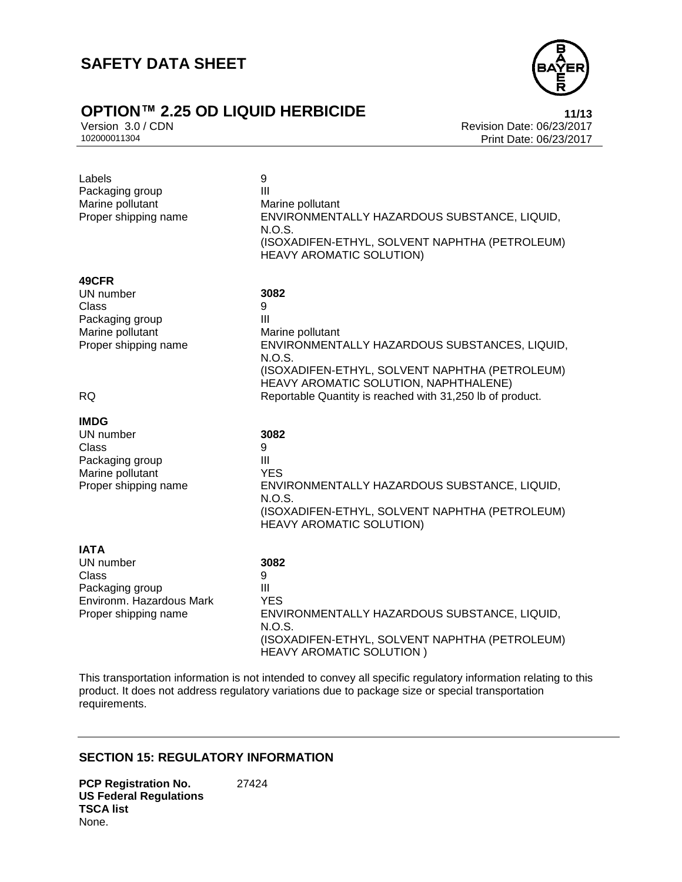| | |
|---|---|
| Labels | 9 |
| Packaging group | III |
| Marine pollutant | Marine pollutant |
| Proper shipping name | ENVIRONMENTALLY HAZARDOUS SUBSTANCE, LIQUID, N.O.S. (ISOXADIFEN-ETHYL, SOLVENT NAPHTHA (PETROLEUM) HEAVY AROMATIC SOLUTION) |

**49CFR**

| | |
|---|---|
| UN number | **3082** |
| Class | 9 |
| Packaging group | III |
| Marine pollutant | Marine pollutant |
| Proper shipping name | ENVIRONMENTALLY HAZARDOUS SUBSTANCES, LIQUID, N.O.S. (ISOXADIFEN-ETHYL, SOLVENT NAPHTHA (PETROLEUM) HEAVY AROMATIC SOLUTION, NAPHTHALENE) |
| RQ | Reportable Quantity is reached with 31,250 lb of product. |

**IMDG**

| | |
|---|---|
| UN number | **3082** |
| Class | 9 |
| Packaging group | III |
| Marine pollutant | YES |
| Proper shipping name | ENVIRONMENTALLY HAZARDOUS SUBSTANCE, LIQUID, N.O.S. (ISOXADIFEN-ETHYL, SOLVENT NAPHTHA (PETROLEUM) HEAVY AROMATIC SOLUTION) |

**IATA**

| | |
|---|---|
| UN number | **3082** |
| Class | 9 |
| Packaging group | III |
| Environm. Hazardous Mark | YES |
| Proper shipping name | ENVIRONMENTALLY HAZARDOUS SUBSTANCE, LIQUID, N.O.S. (ISOXADIFEN-ETHYL, SOLVENT NAPHTHA (PETROLEUM) HEAVY AROMATIC SOLUTION ) |

This transportation information is not intended to convey all specific regulatory information relating to this product. It does not address regulatory variations due to package size or special transportation requirements.

## SECTION 15: REGULATORY INFORMATION

**PCP Registration No.** 27424

**US Federal Regulations**

**TSCA list**

None.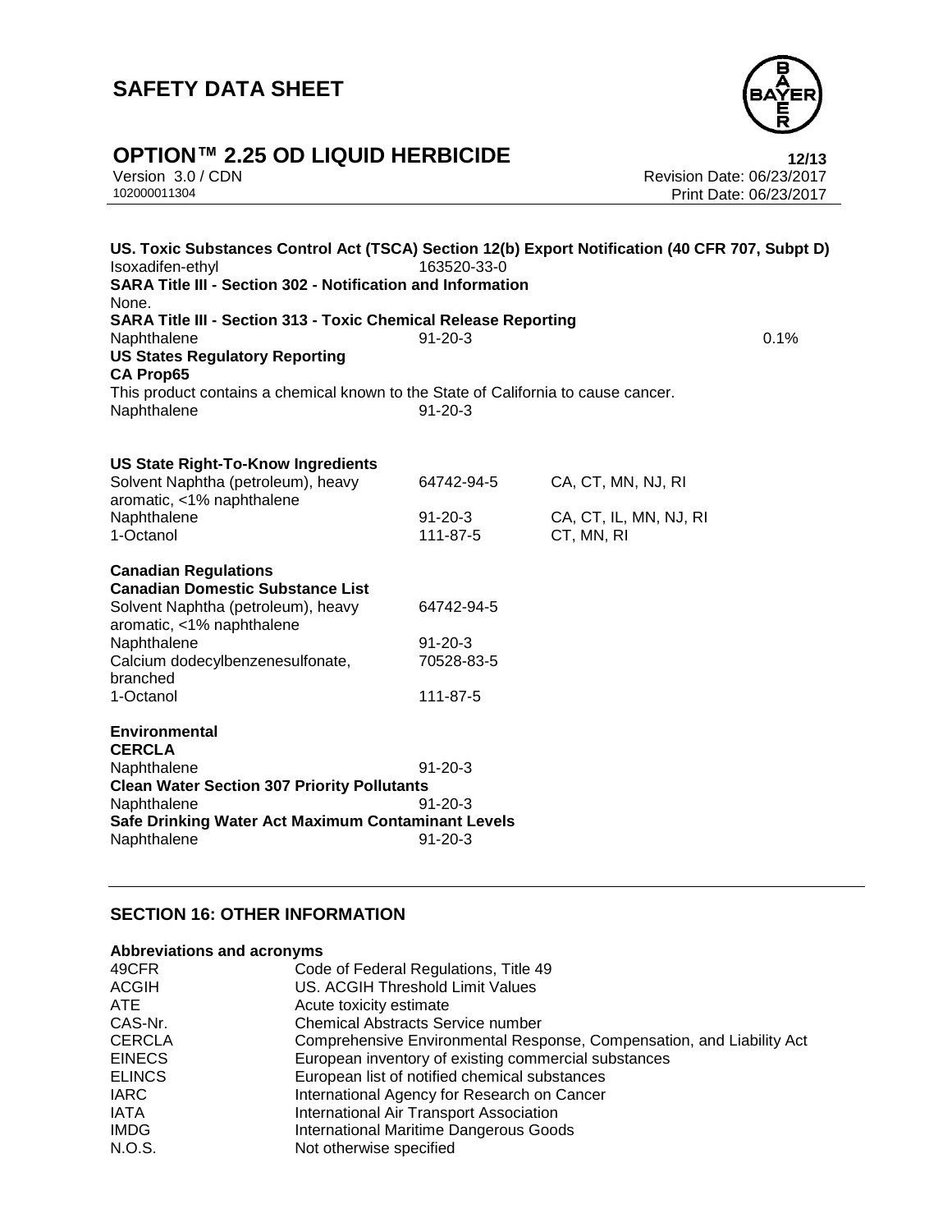**US. Toxic Substances Control Act (TSCA) Section 12(b) Export Notification (40 CFR 707, Subpt D)**

| | | | |
|---|---|---|---|
| Isoxadifen-ethyl | 163520-33-0 | | |

**SARA Title III - Section 302 - Notification and Information**

None.

**SARA Title III - Section 313 - Toxic Chemical Release Reporting**

| | | | |
|---|---|---|---|
| Naphthalene | 91-20-3 | | 0.1% |

**US States Regulatory Reporting**

**CA Prop65**

This product contains a chemical known to the State of California to cause cancer.

| | |
|---|---|
| Naphthalene | 91-20-3 |

**US State Right-To-Know Ingredients**

| | | |
|---|---|---|
| Solvent Naphtha (petroleum), heavy aromatic, <1% naphthalene | 64742-94-5 | CA, CT, MN, NJ, RI |
| Naphthalene | 91-20-3 | CA, CT, IL, MN, NJ, RI |
| 1-Octanol | 111-87-5 | CT, MN, RI |

**Canadian Regulations**

**Canadian Domestic Substance List**

| | |
|---|---|
| Solvent Naphtha (petroleum), heavy aromatic, <1% naphthalene | 64742-94-5 |
| Naphthalene | 91-20-3 |
| Calcium dodecylbenzenesulfonate, branched | 70528-83-5 |
| 1-Octanol | 111-87-5 |

**Environmental**

**CERCLA**

| | |
|---|---|
| Naphthalene | 91-20-3 |

**Clean Water Section 307 Priority Pollutants**

| | |
|---|---|
| Naphthalene | 91-20-3 |

**Safe Drinking Water Act Maximum Contaminant Levels**

| | |
|---|---|
| Naphthalene | 91-20-3 |

## SECTION 16: OTHER INFORMATION

**Abbreviations and acronyms**

| | |
|---|---|
| 49CFR | Code of Federal Regulations, Title 49 |
| ACGIH | US. ACGIH Threshold Limit Values |
| ATE | Acute toxicity estimate |
| CAS-Nr. | Chemical Abstracts Service number |
| CERCLA | Comprehensive Environmental Response, Compensation, and Liability Act |
| EINECS | European inventory of existing commercial substances |
| ELINCS | European list of notified chemical substances |
| IARC | International Agency for Research on Cancer |
| IATA | International Air Transport Association |
| IMDG | International Maritime Dangerous Goods |
| N.O.S. | Not otherwise specified |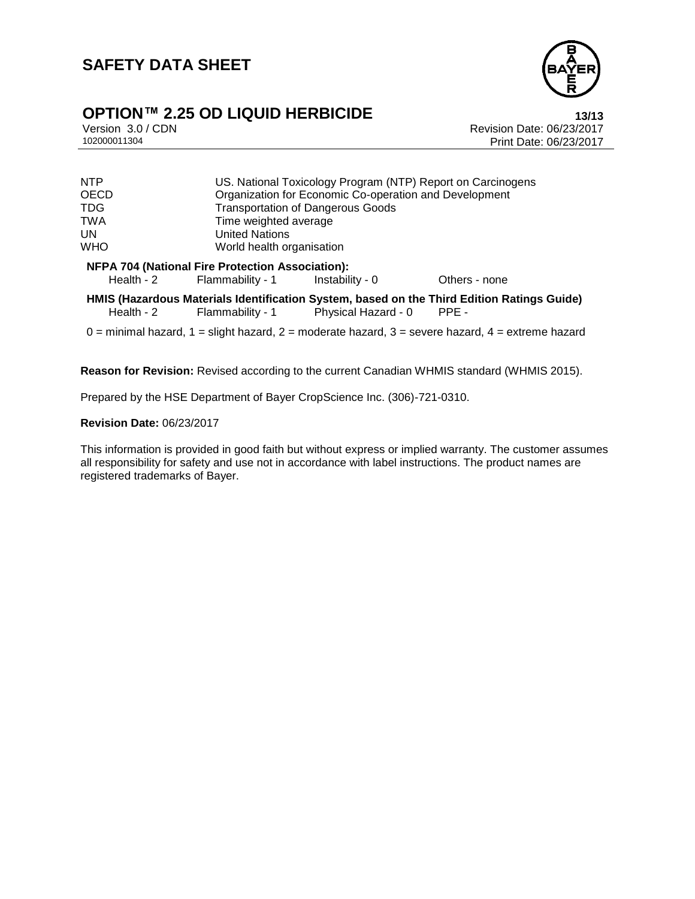| | |
|---|---|
| NTP | US. National Toxicology Program (NTP) Report on Carcinogens |
| OECD | Organization for Economic Co-operation and Development |
| TDG | Transportation of Dangerous Goods |
| TWA | Time weighted average |
| UN | United Nations |
| WHO | World health organisation |

**NFPA 704 (National Fire Protection Association):**

| | | | |
|---|---|---|---|
| Health - 2 | Flammability - 1 | Instability - 0 | Others - none |

**HMIS (Hazardous Materials Identification System, based on the Third Edition Ratings Guide)**

| | | | |
|---|---|---|---|
| Health - 2 | Flammability - 1 | Physical Hazard - 0 | PPE - |

0 = minimal hazard, 1 = slight hazard, 2 = moderate hazard, 3 = severe hazard, 4 = extreme hazard

**Reason for Revision:** Revised according to the current Canadian WHMIS standard (WHMIS 2015).

Prepared by the HSE Department of Bayer CropScience Inc. (306)-721-0310.

**Revision Date:** 06/23/2017

This information is provided in good faith but without express or implied warranty. The customer assumes all responsibility for safety and use not in accordance with label instructions. The product names are registered trademarks of Bayer.